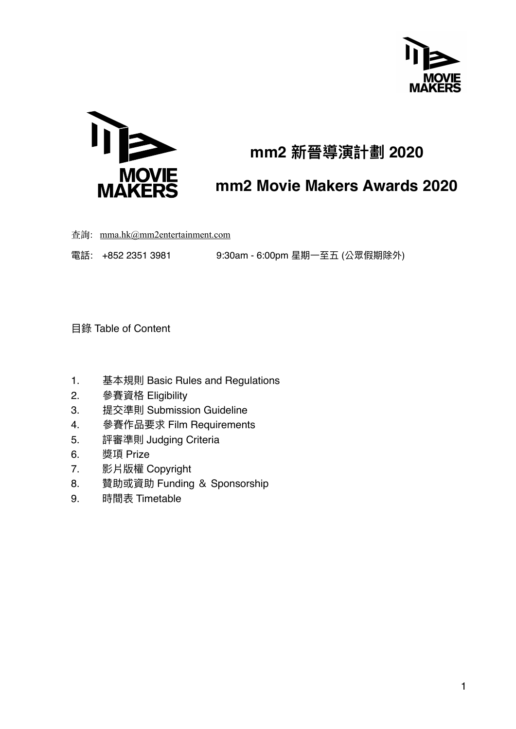# mm2 新晉導演計劃 2020

# mm2 Movie Makers Awards 2020

查詢: mma.hk@mm2entertainment.com

電話: +852 2351 3981 9:30am - 6:00pm 星期一至五 (公眾假期除外)

目錄 Table of Content

1. 基本規則 Basic Rules and Regulations
2. 參賽資格 Eligibility
3. 提交準則 Submission Guideline
4. 參賽作品要求 Film Requirements
5. 評審準則 Judging Criteria
6. 獎項 Prize
7. 影片版權 Copyright
8. 贊助或資助 Funding & Sponsorship
9. 時間表 Timetable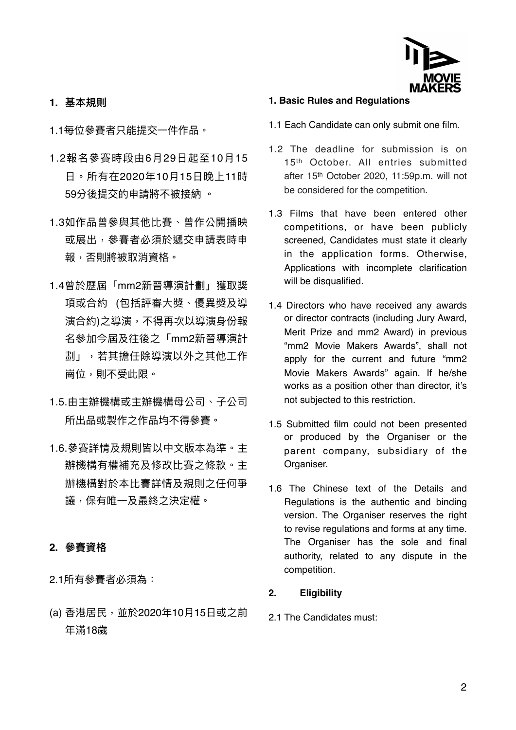## 1. 基本規則

1.1每位參賽者只能提交一件作品。

1.2報名參賽時段由6月29日起至10月15日。所有在2020年10月15日晚上11時59分後提交的申請將不被接納 。

1.3如作品曾參與其他比賽、曾作公開播映或展出，參賽者必須於遞交申請表時申報，否則將被取消資格。

1.4曾於歷屆「mm2新晉導演計劃」獲取獎項或合約 (包括評審大獎、優異獎及導演合約)之導演，不得再次以導演身份報名參加今屆及往後之「mm2新晉導演計劃」，若其擔任除導演以外之其他工作崗位，則不受此限。

1.5.由主辦機構或主辦機構母公司、子公司所出品或製作之作品均不得參賽。

1.6.參賽詳情及規則皆以中文版本為準。主辦機構有權補充及修改比賽之條款。主辦機構對於本比賽詳情及規則之任何爭議，保有唯一及最終之決定權。

## 2. 參賽資格

2.1所有參賽者必須為：

(a) 香港居民，並於2020年10月15日或之前年滿18歲

## 1. Basic Rules and Regulations

1.1 Each Candidate can only submit one film.

1.2 The deadline for submission is on 15th October. All entries submitted after 15th October 2020, 11:59p.m. will not be considered for the competition.

1.3 Films that have been entered other competitions, or have been publicly screened, Candidates must state it clearly in the application forms. Otherwise, Applications with incomplete clarification will be disqualified.

1.4 Directors who have received any awards or director contracts (including Jury Award, Merit Prize and mm2 Award) in previous "mm2 Movie Makers Awards", shall not apply for the current and future "mm2 Movie Makers Awards" again. If he/she works as a position other than director, it's not subjected to this restriction.

1.5 Submitted film could not been presented or produced by the Organiser or the parent company, subsidiary of the Organiser.

1.6 The Chinese text of the Details and Regulations is the authentic and binding version. The Organiser reserves the right to revise regulations and forms at any time. The Organiser has the sole and final authority, related to any dispute in the competition.

## 2. Eligibility

2.1 The Candidates must: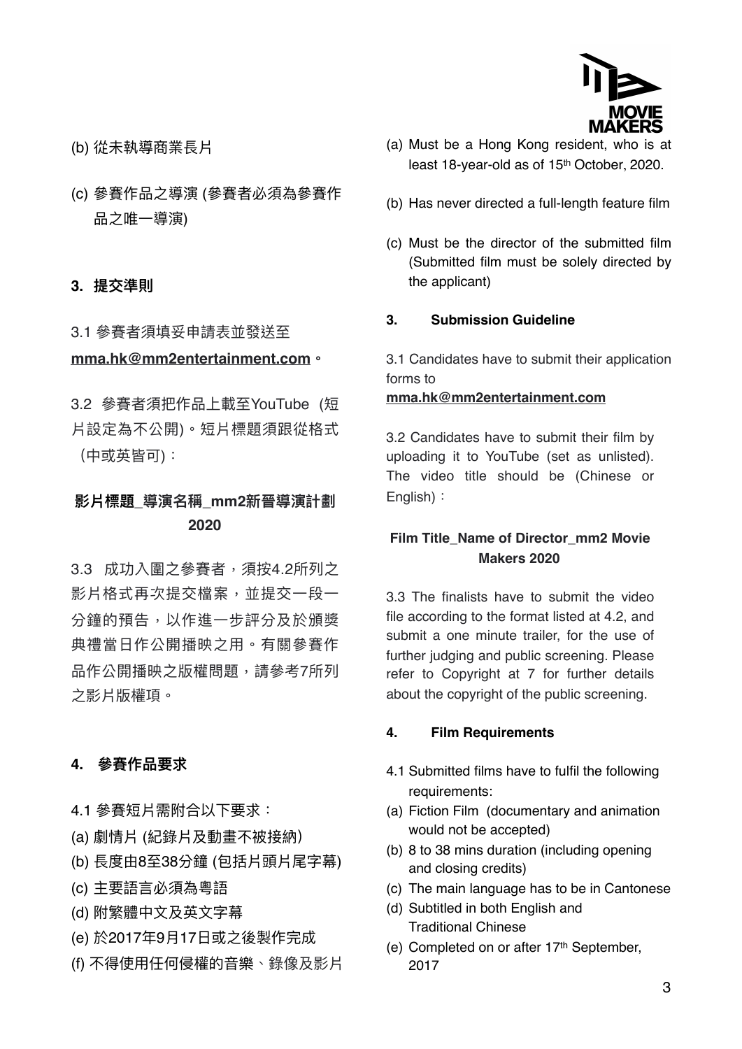(b) 從未執導商業長片

(c) 參賽作品之導演 (參賽者必須為參賽作品之唯一導演)

**3. 提交準則**

3.1 參賽者須填妥申請表並發送至 **mma.hk@mm2entertainment.com**。

3.2 參賽者須把作品上載至YouTube (短片設定為不公開)。短片標題須跟從格式（中或英皆可)：

**影片標題_導演名稱_mm2新晉導演計劃2020**

3.3 成功入圍之參賽者，須按4.2所列之影片格式再次提交檔案，並提交一段一分鐘的預告，以作進一步評分及於頒獎典禮當日作公開播映之用。有關參賽作品作公開播映之版權問題，請參考7所列之影片版權項。

**4. 參賽作品要求**

4.1 參賽短片需附合以下要求：

(a) 劇情片 (紀錄片及動畫不被接納)

(b) 長度由8至38分鐘 (包括片頭片尾字幕)

(c) 主要語言必須為粵語

(d) 附繁體中文及英文字幕

(e) 於2017年9月17日或之後製作完成

(f) 不得使用任何侵權的音樂、錄像及影片

(a) Must be a Hong Kong resident, who is at least 18-year-old as of 15th October, 2020.

(b) Has never directed a full-length feature film

(c) Must be the director of the submitted film (Submitted film must be solely directed by the applicant)

**3. Submission Guideline**

3.1 Candidates have to submit their application forms to **mma.hk@mm2entertainment.com**

3.2 Candidates have to submit their film by uploading it to YouTube (set as unlisted). The video title should be (Chinese or English)：

**Film Title_Name of Director_mm2 Movie Makers 2020**

3.3 The finalists have to submit the video file according to the format listed at 4.2, and submit a one minute trailer, for the use of further judging and public screening. Please refer to Copyright at 7 for further details about the copyright of the public screening.

**4. Film Requirements**

4.1 Submitted films have to fulfil the following requirements:

(a) Fiction Film (documentary and animation would not be accepted)

(b) 8 to 38 mins duration (including opening and closing credits)

(c) The main language has to be in Cantonese

(d) Subtitled in both English and Traditional Chinese

(e) Completed on or after 17th September, 2017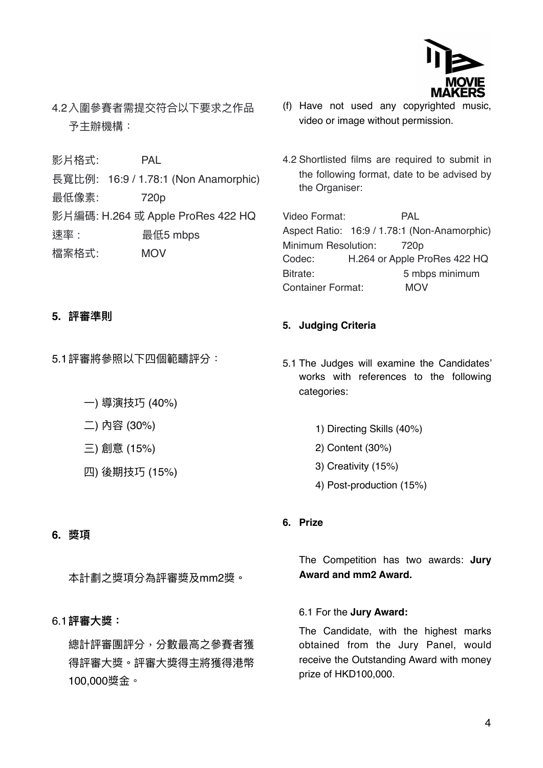4.2 入圍參賽者需提交符合以下要求之作品予主辦機構：

影片格式:　PAL
長寬比例:　16:9 / 1.78:1 (Non Anamorphic)
最低像素:　720p
影片編碼: H.264 或 Apple ProRes 422 HQ
速率：　最低5 mbps
檔案格式:　MOV

## 5. 評審準則

5.1 評審將參照以下四個範疇評分：

一) 導演技巧 (40%)
二) 內容 (30%)
三) 創意 (15%)
四) 後期技巧 (15%)

## 6. 獎項

本計劃之獎項分為評審獎及mm2獎。

6.1 **評審大獎：**

總計評審團評分，分數最高之參賽者獲得評審大獎。評審大獎得主將獲得港幣100,000獎金。

(f) Have not used any copyrighted music, video or image without permission.

4.2 Shortlisted films are required to submit in the following format, date to be advised by the Organiser:

Video Format: PAL
Aspect Ratio: 16:9 / 1.78:1 (Non-Anamorphic)
Minimum Resolution: 720p
Codec: H.264 or Apple ProRes 422 HQ
Bitrate: 5 mbps minimum
Container Format: MOV

## 5. Judging Criteria

5.1 The Judges will examine the Candidates' works with references to the following categories:

1) Directing Skills (40%)
2) Content (30%)
3) Creativity (15%)
4) Post-production (15%)

## 6. Prize

The Competition has two awards: **Jury Award and mm2 Award.**

6.1 For the **Jury Award:**

The Candidate, with the highest marks obtained from the Jury Panel, would receive the Outstanding Award with money prize of HKD100,000.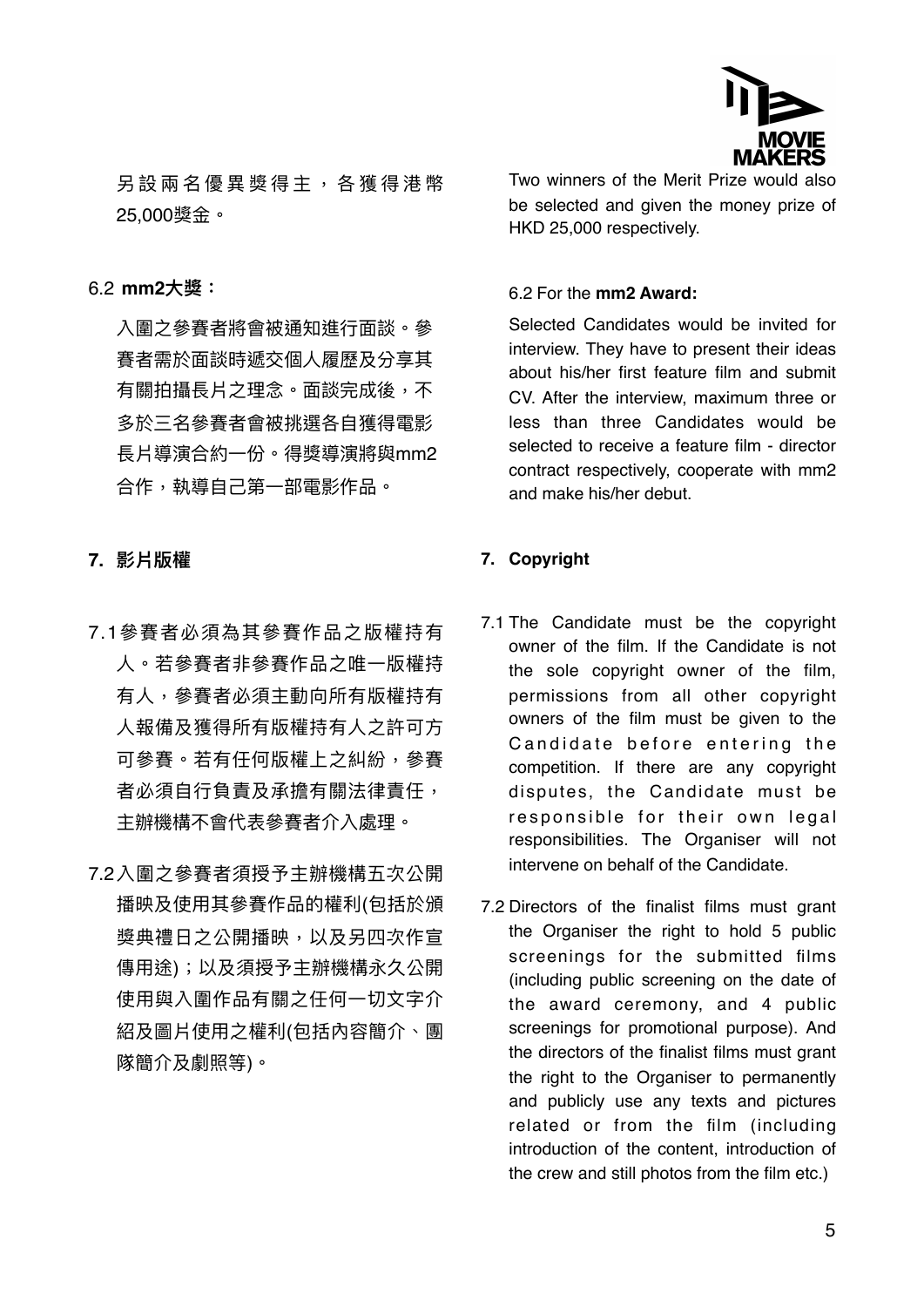另設兩名優異獎得主，各獲得港幣25,000獎金。

Two winners of the Merit Prize would also be selected and given the money prize of HKD 25,000 respectively.

6.2 **mm2大獎：**

入圍之參賽者將會被通知進行面談。參賽者需於面談時遞交個人履歷及分享其有關拍攝長片之理念。面談完成後，不多於三名參賽者會被挑選各自獲得電影長片導演合約一份。得獎導演將與mm2合作，執導自己第一部電影作品。

6.2 For the **mm2 Award:**

Selected Candidates would be invited for interview. They have to present their ideas about his/her first feature film and submit CV. After the interview, maximum three or less than three Candidates would be selected to receive a feature film - director contract respectively, cooperate with mm2 and make his/her debut.

## 7. 影片版權

7.1 參賽者必須為其參賽作品之版權持有人。若參賽者非參賽作品之唯一版權持有人，參賽者必須主動向所有版權持有人報備及獲得所有版權持有人之許可方可參賽。若有任何版權上之糾紛，參賽者必須自行負責及承擔有關法律責任，主辦機構不會代表參賽者介入處理。

7.2 入圍之參賽者須授予主辦機構五次公開播映及使用其參賽作品的權利(包括於頒獎典禮日之公開播映，以及另四次作宣傳用途)；以及須授予主辦機構永久公開使用與入圍作品有關之任何一切文字介紹及圖片使用之權利(包括內容簡介、團隊簡介及劇照等)。

## 7. Copyright

7.1 The Candidate must be the copyright owner of the film. If the Candidate is not the sole copyright owner of the film, permissions from all other copyright owners of the film must be given to the Candidate before entering the competition. If there are any copyright disputes, the Candidate must be responsible for their own legal responsibilities. The Organiser will not intervene on behalf of the Candidate.

7.2 Directors of the finalist films must grant the Organiser the right to hold 5 public screenings for the submitted films (including public screening on the date of the award ceremony, and 4 public screenings for promotional purpose). And the directors of the finalist films must grant the right to the Organiser to permanently and publicly use any texts and pictures related or from the film (including introduction of the content, introduction of the crew and still photos from the film etc.)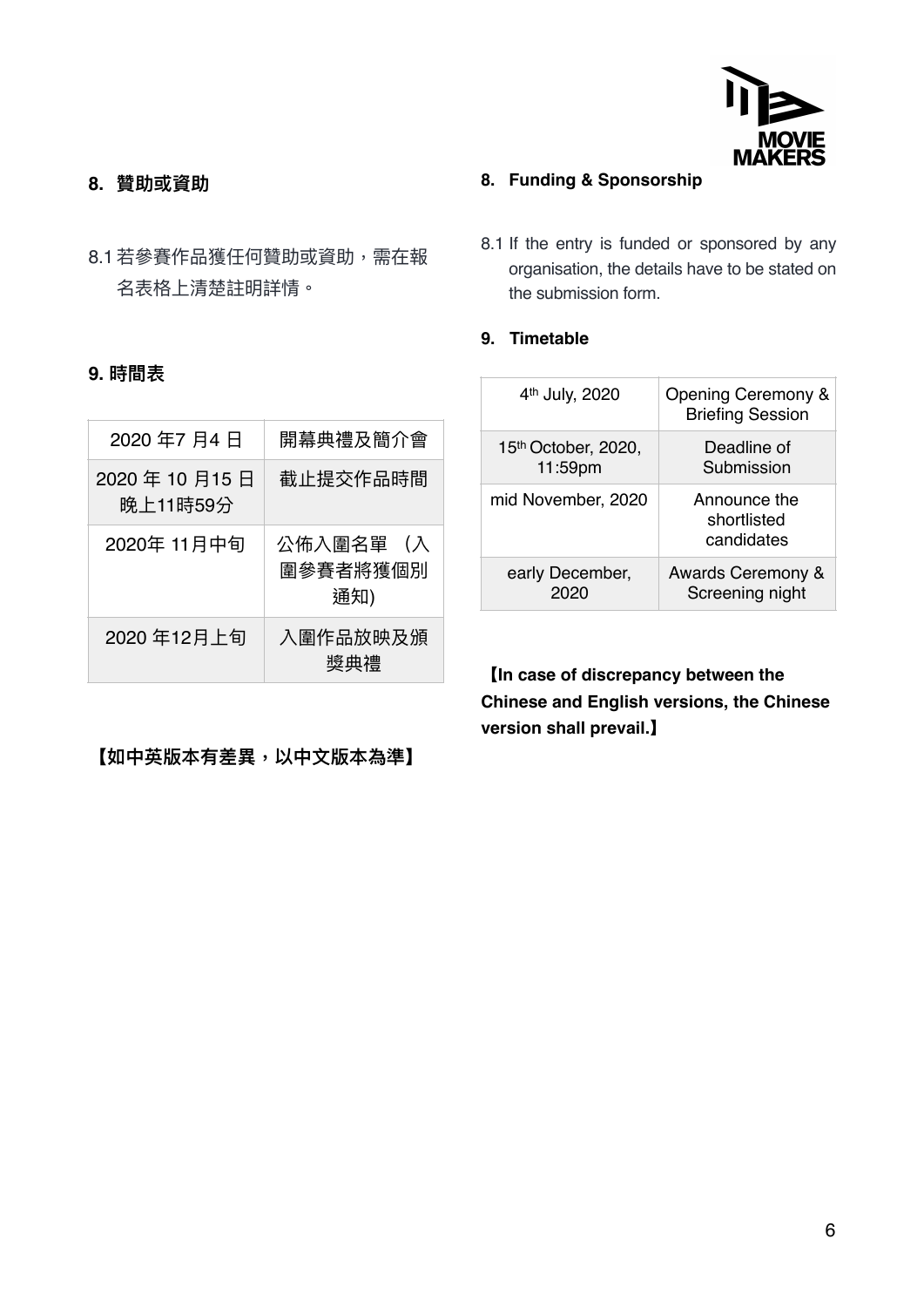## 8. 贊助或資助

8.1 若參賽作品獲任何贊助或資助，需在報名表格上清楚註明詳情。

## 9. 時間表

| | |
|---|---|
| 2020 年7 月4 日 | 開幕典禮及簡介會 |
| 2020 年 10 月15 日 晚上11時59分 | 截止提交作品時間 |
| 2020年 11月中旬 | 公佈入圍名單 （入圍參賽者將獲個別通知) |
| 2020 年12月上旬 | 入圍作品放映及頒獎典禮 |

**【如中英版本有差異，以中文版本為準】**

## 8. Funding & Sponsorship

8.1 If the entry is funded or sponsored by any organisation, the details have to be stated on the submission form.

## 9. Timetable

| | |
|---|---|
| 4th July, 2020 | Opening Ceremony & Briefing Session |
| 15th October, 2020, 11:59pm | Deadline of Submission |
| mid November, 2020 | Announce the shortlisted candidates |
| early December, 2020 | Awards Ceremony & Screening night |

**【In case of discrepancy between the Chinese and English versions, the Chinese version shall prevail.】**